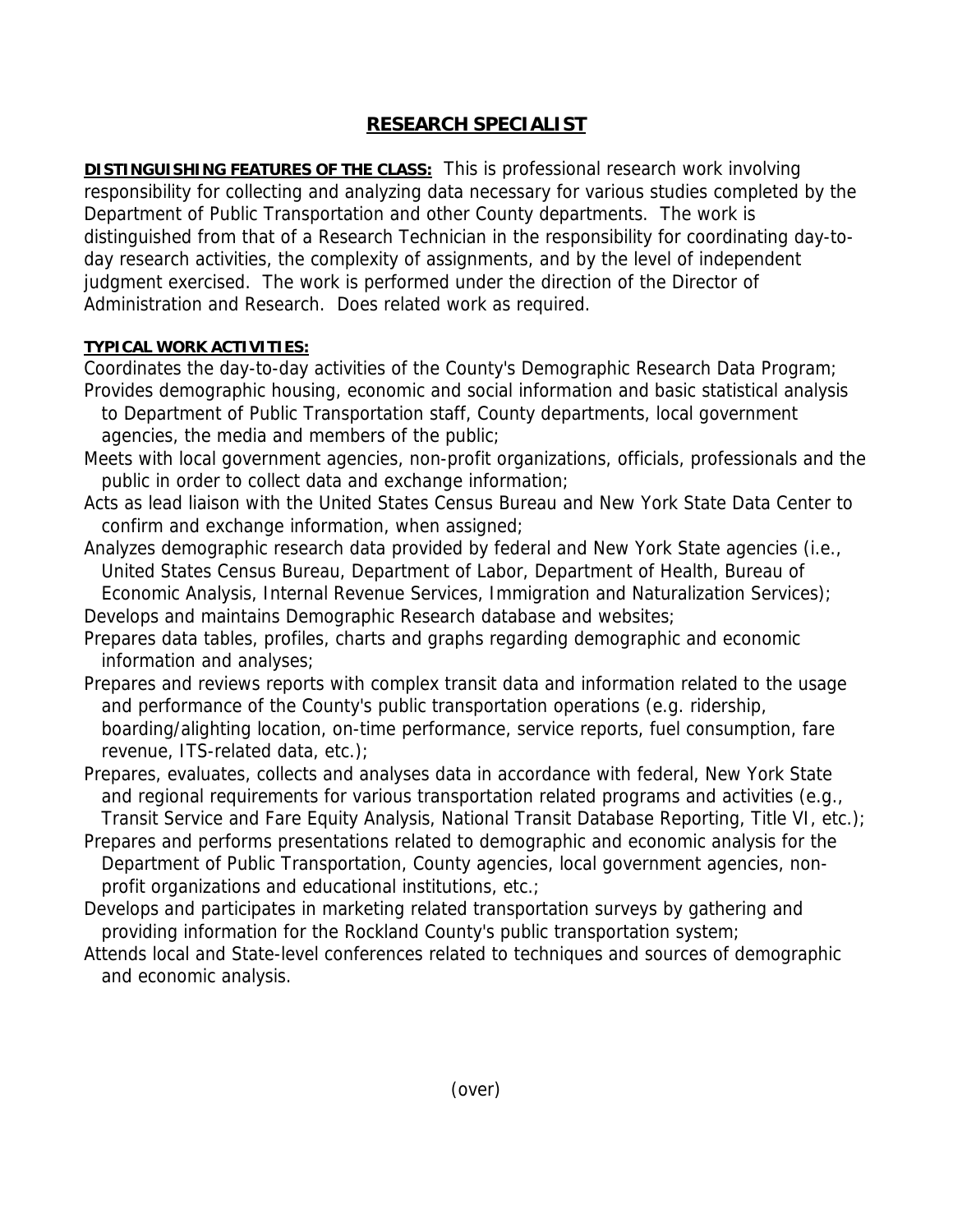# RESEARCH SPECIALIST

**DISTINGUISHING FEATURES OF THE CLASS:** This is professional research work involving responsibility for collecting and analyzing data necessary for various studies completed by the Department of Public Transportation and other County departments. The work is distinguished from that of a Research Technician in the responsibility for coordinating day-to-day research activities, the complexity of assignments, and by the level of independent judgment exercised. The work is performed under the direction of the Director of Administration and Research. Does related work as required.

**TYPICAL WORK ACTIVITIES:**

Coordinates the day-to-day activities of the County's Demographic Research Data Program;

Provides demographic housing, economic and social information and basic statistical analysis to Department of Public Transportation staff, County departments, local government agencies, the media and members of the public;

Meets with local government agencies, non-profit organizations, officials, professionals and the public in order to collect data and exchange information;

Acts as lead liaison with the United States Census Bureau and New York State Data Center to confirm and exchange information, when assigned;

Analyzes demographic research data provided by federal and New York State agencies (i.e., United States Census Bureau, Department of Labor, Department of Health, Bureau of Economic Analysis, Internal Revenue Services, Immigration and Naturalization Services);

Develops and maintains Demographic Research database and websites;

Prepares data tables, profiles, charts and graphs regarding demographic and economic information and analyses;

Prepares and reviews reports with complex transit data and information related to the usage and performance of the County's public transportation operations (e.g. ridership, boarding/alighting location, on-time performance, service reports, fuel consumption, fare revenue, ITS-related data, etc.);

Prepares, evaluates, collects and analyses data in accordance with federal, New York State and regional requirements for various transportation related programs and activities (e.g., Transit Service and Fare Equity Analysis, National Transit Database Reporting, Title VI, etc.);

Prepares and performs presentations related to demographic and economic analysis for the Department of Public Transportation, County agencies, local government agencies, non-profit organizations and educational institutions, etc.;

Develops and participates in marketing related transportation surveys by gathering and providing information for the Rockland County's public transportation system;

Attends local and State-level conferences related to techniques and sources of demographic and economic analysis.

(over)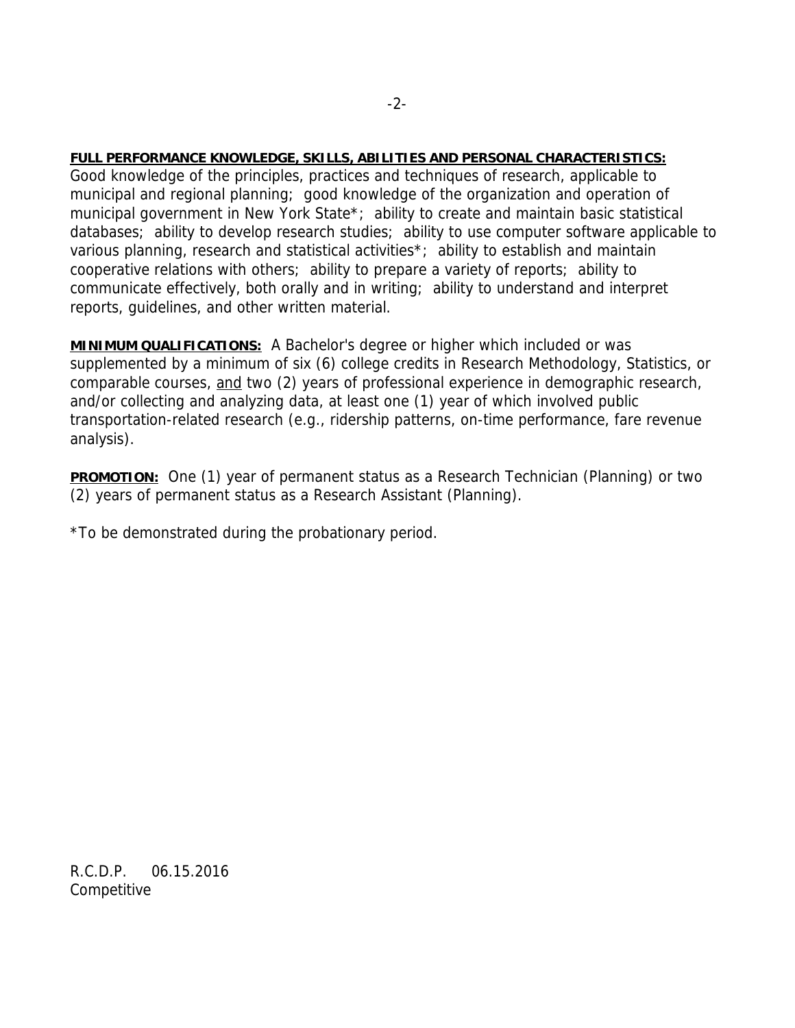**FULL PERFORMANCE KNOWLEDGE, SKILLS, ABILITIES AND PERSONAL CHARACTERISTICS:** Good knowledge of the principles, practices and techniques of research, applicable to municipal and regional planning; good knowledge of the organization and operation of municipal government in New York State*; ability to create and maintain basic statistical databases; ability to develop research studies; ability to use computer software applicable to various planning, research and statistical activities*; ability to establish and maintain cooperative relations with others; ability to prepare a variety of reports; ability to communicate effectively, both orally and in writing; ability to understand and interpret reports, guidelines, and other written material.

**MINIMUM QUALIFICATIONS:** A Bachelor's degree or higher which included or was supplemented by a minimum of six (6) college credits in Research Methodology, Statistics, or comparable courses, <u>and</u> two (2) years of professional experience in demographic research, and/or collecting and analyzing data, at least one (1) year of which involved public transportation-related research (e.g., ridership patterns, on-time performance, fare revenue analysis).

**PROMOTION:** One (1) year of permanent status as a Research Technician (Planning) or two (2) years of permanent status as a Research Assistant (Planning).

*To be demonstrated during the probationary period.

R.C.D.P. 06.15.2016
Competitive